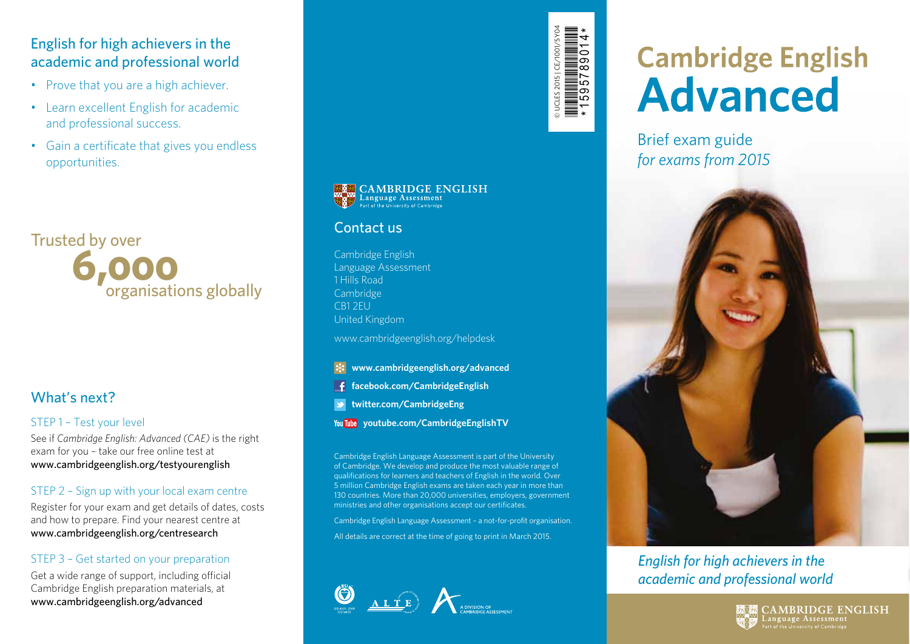## English for high achievers in the academic and professional world

- Prove that you are a high achiever.
- Learn excellent English for academic and professional success.
- Gain a certificate that gives you endless opportunities.

Trusted by over **6,000** organisations globally

## What's next?

### STEP 1 – Test your level

See if *Cambridge English: Advanced (CAE)* is the right exam for you – take our free online test at **www.cambridgeenglish.org/testyourenglish**

### STEP 2 – Sign up with your local exam centre

Register for your exam and get details of dates, costs and how to prepare. Find your nearest centre at **www.cambridgeenglish.org/centresearch**

### STEP 3 – Get started on your preparation

Get a wide range of support, including official Cambridge English preparation materials, at **www.cambridgeenglish.org/advanced**

CAMBRIDGE ENGLISH
Language Assessment
Part of the University of Cambridge

## Contact us

Cambridge English
Language Assessment
1 Hills Road
Cambridge
CB1 2EU
United Kingdom

www.cambridgeenglish.org/helpdesk

- **www.cambridgeenglish.org/advanced**
- **facebook.com/CambridgeEnglish**
- **twitter.com/CambridgeEng**
- **youtube.com/CambridgeEnglishTV**

Cambridge English Language Assessment is part of the University of Cambridge. We develop and produce the most valuable range of qualifications for learners and teachers of English in the world. Over 5 million Cambridge English exams are taken each year in more than 130 countries. More than 20,000 universities, employers, government ministries and other organisations accept our certificates.

Cambridge English Language Assessment – a not-for-profit organisation.

All details are correct at the time of going to print in March 2015.

A DIVISION OF CAMBRIDGE ASSESSMENT

© UCLES 2015 | CE/1001/5Y04

*1595789014*

# Cambridge English Advanced

Brief exam guide
*for exams from 2015*

*English for high achievers in the academic and professional world*

CAMBRIDGE ENGLISH
Language Assessment
Part of the University of Cambridge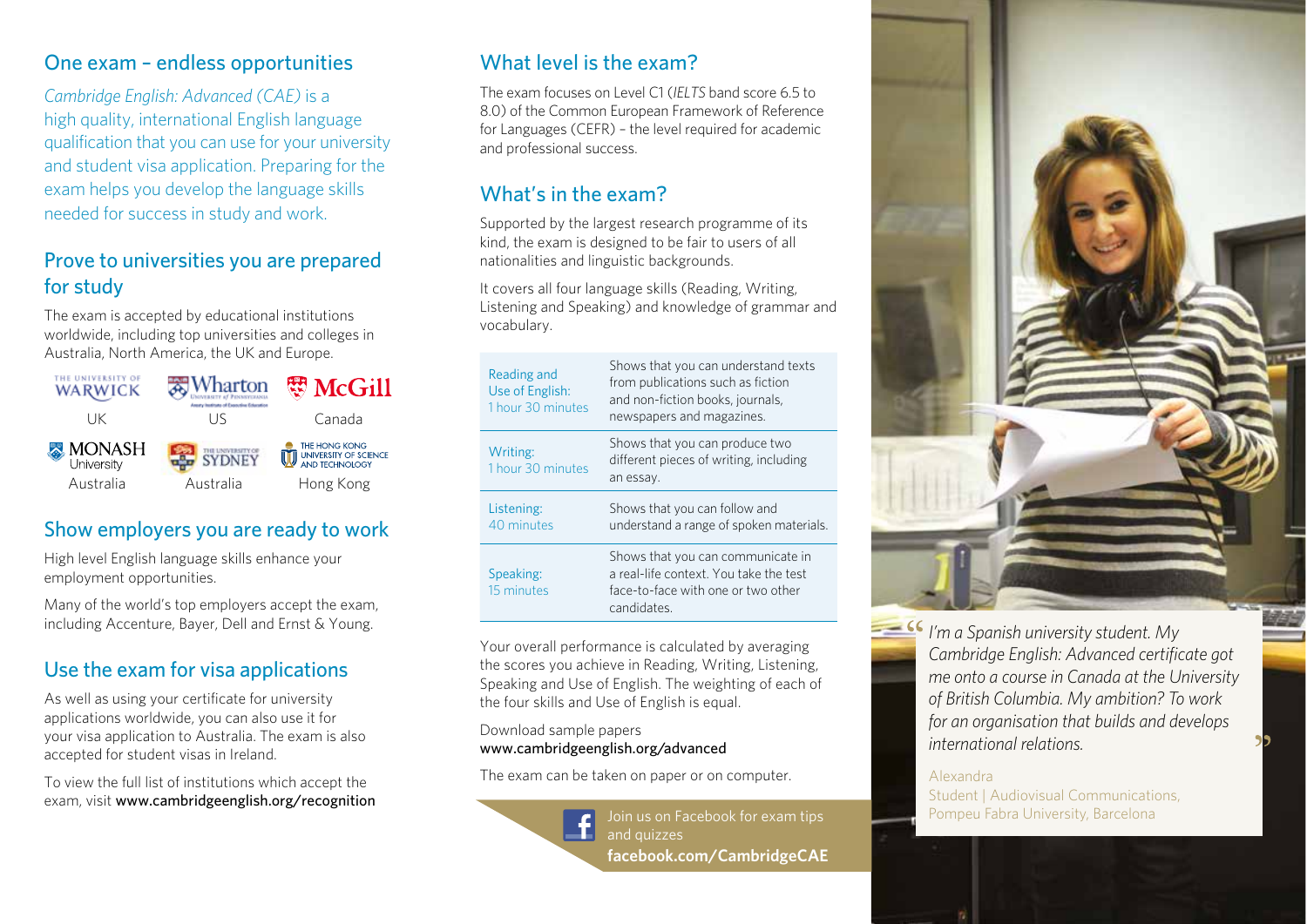## One exam – endless opportunities

*Cambridge English: Advanced (CAE)* is a high quality, international English language qualification that you can use for your university and student visa application. Preparing for the exam helps you develop the language skills needed for success in study and work.

## Prove to universities you are prepared for study

The exam is accepted by educational institutions worldwide, including top universities and colleges in Australia, North America, the UK and Europe.

| | | |
|---|---|---|
| THE UNIVERSITY OF WARWICK | Wharton UNIVERSITY of PENNSYLVANIA | McGill |
| UK | US | Canada |
| MONASH University | THE UNIVERSITY OF SYDNEY | THE HONG KONG UNIVERSITY OF SCIENCE AND TECHNOLOGY |
| Australia | Australia | Hong Kong |

## Show employers you are ready to work

High level English language skills enhance your employment opportunities.

Many of the world's top employers accept the exam, including Accenture, Bayer, Dell and Ernst & Young.

## Use the exam for visa applications

As well as using your certificate for university applications worldwide, you can also use it for your visa application to Australia. The exam is also accepted for student visas in Ireland.

To view the full list of institutions which accept the exam, visit **www.cambridgeenglish.org/recognition**

## What level is the exam?

The exam focuses on Level C1 (*IELTS* band score 6.5 to 8.0) of the Common European Framework of Reference for Languages (CEFR) – the level required for academic and professional success.

## What's in the exam?

Supported by the largest research programme of its kind, the exam is designed to be fair to users of all nationalities and linguistic backgrounds.

It covers all four language skills (Reading, Writing, Listening and Speaking) and knowledge of grammar and vocabulary.

| | |
|---|---|
| Reading and Use of English: 1 hour 30 minutes | Shows that you can understand texts from publications such as fiction and non-fiction books, journals, newspapers and magazines. |
| Writing: 1 hour 30 minutes | Shows that you can produce two different pieces of writing, including an essay. |
| Listening: 40 minutes | Shows that you can follow and understand a range of spoken materials. |
| Speaking: 15 minutes | Shows that you can communicate in a real-life context. You take the test face-to-face with one or two other candidates. |

Your overall performance is calculated by averaging the scores you achieve in Reading, Writing, Listening, Speaking and Use of English. The weighting of each of the four skills and Use of English is equal.

Download sample papers
**www.cambridgeenglish.org/advanced**

The exam can be taken on paper or on computer.

Join us on Facebook for exam tips and quizzes
**facebook.com/CambridgeCAE**

> *I'm a Spanish university student. My Cambridge English: Advanced certificate got me onto a course in Canada at the University of British Columbia. My ambition? To work for an organisation that builds and develops international relations.*

Alexandra
Student | Audiovisual Communications,
Pompeu Fabra University, Barcelona